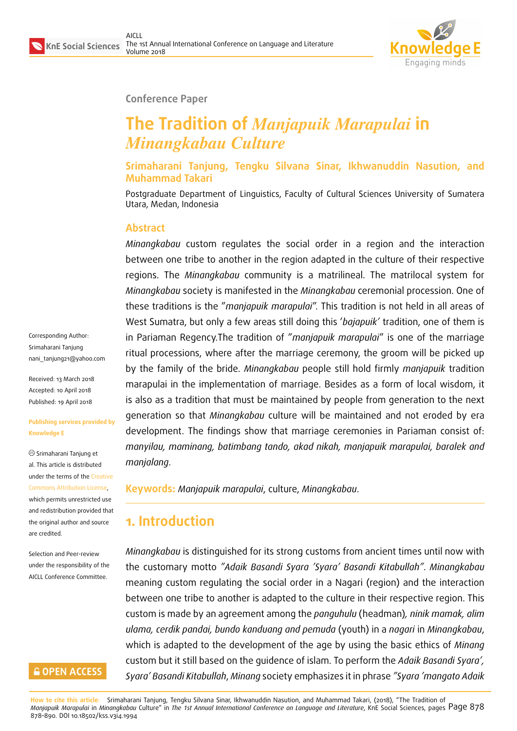Conference Paper

# The Tradition of *Manjapuik Marapulai* in *Minangkabau Culture*

**Srimaharani Tanjung, Tengku Silvana Sinar, Ikhwanuddin Nasution, and Muhammad Takari**

Postgraduate Department of Linguistics, Faculty of Cultural Sciences University of Sumatera Utara, Medan, Indonesia

Corresponding Author: Srimaharani Tanjung nani_tanjung21@yahoo.com

Received: 13 March 2018
Accepted: 10 April 2018
Published: 19 April 2018

Publishing services provided by Knowledge E

© Srimaharani Tanjung et al. This article is distributed under the terms of the Creative Commons Attribution License, which permits unrestricted use and redistribution provided that the original author and source are credited.

Selection and Peer-review under the responsibility of the AICLL Conference Committee.

## Abstract

*Minangkabau* custom regulates the social order in a region and the interaction between one tribe to another in the region adapted in the culture of their respective regions. The *Minangkabau* community is a matrilineal. The matrilocal system for *Minangkabau* society is manifested in the *Minangkabau* ceremonial procession. One of these traditions is the "*manjapuik marapulai*". This tradition is not held in all areas of West Sumatra, but only a few areas still doing this '*bajapuik'* tradition, one of them is in Pariaman Regency.The tradition of "*manjapuik marapulai*" is one of the marriage ritual processions, where after the marriage ceremony, the groom will be picked up by the family of the bride. *Minangkabau* people still hold firmly *manjapuik* tradition marapulai in the implementation of marriage. Besides as a form of local wisdom, it is also as a tradition that must be maintained by people from generation to the next generation so that *Minangkabau* culture will be maintained and not eroded by era development. The findings show that marriage ceremonies in Pariaman consist of: *manyilau, maminang, batimbang tando, akad nikah, manjapuik marapulai, baralek and manjalang*.

**Keywords:** *Manjapuik marapulai*, culture, *Minangkabau*.

## 1. Introduction

*Minangkabau* is distinguished for its strong customs from ancient times until now with the customary motto *"Adaik Basandi Syara 'Syara' Basandi Kitabullah"*. *Minangkabau* meaning custom regulating the social order in a Nagari (region) and the interaction between one tribe to another is adapted to the culture in their respective region. This custom is made by an agreement among the *panguhulu* (headman)*, ninik mamak, alim ulama, cerdik pandai, bundo kanduang and pemuda* (youth) in a *nagari* in *Minangkabau*, which is adapted to the development of the age by using the basic ethics of *Minang* custom but it still based on the guidence of islam. To perform the *Adaik Basandi Syara', Syara' Basandi Kitabullah*, *Minang* society emphasizes it in phrase *"Syara 'mangato Adaik*

**How to cite this article**: Srimaharani Tanjung, Tengku Silvana Sinar, Ikhwanuddin Nasution, and Muhammad Takari, (2018), "The Tradition of *Manjapuik Marapulai* in *Minangkabau* Culture" in *The 1st Annual International Conference on Language and Literature*, KnE Social Sciences, pages 878–890. DOI 10.18502/kss.v3i4.1994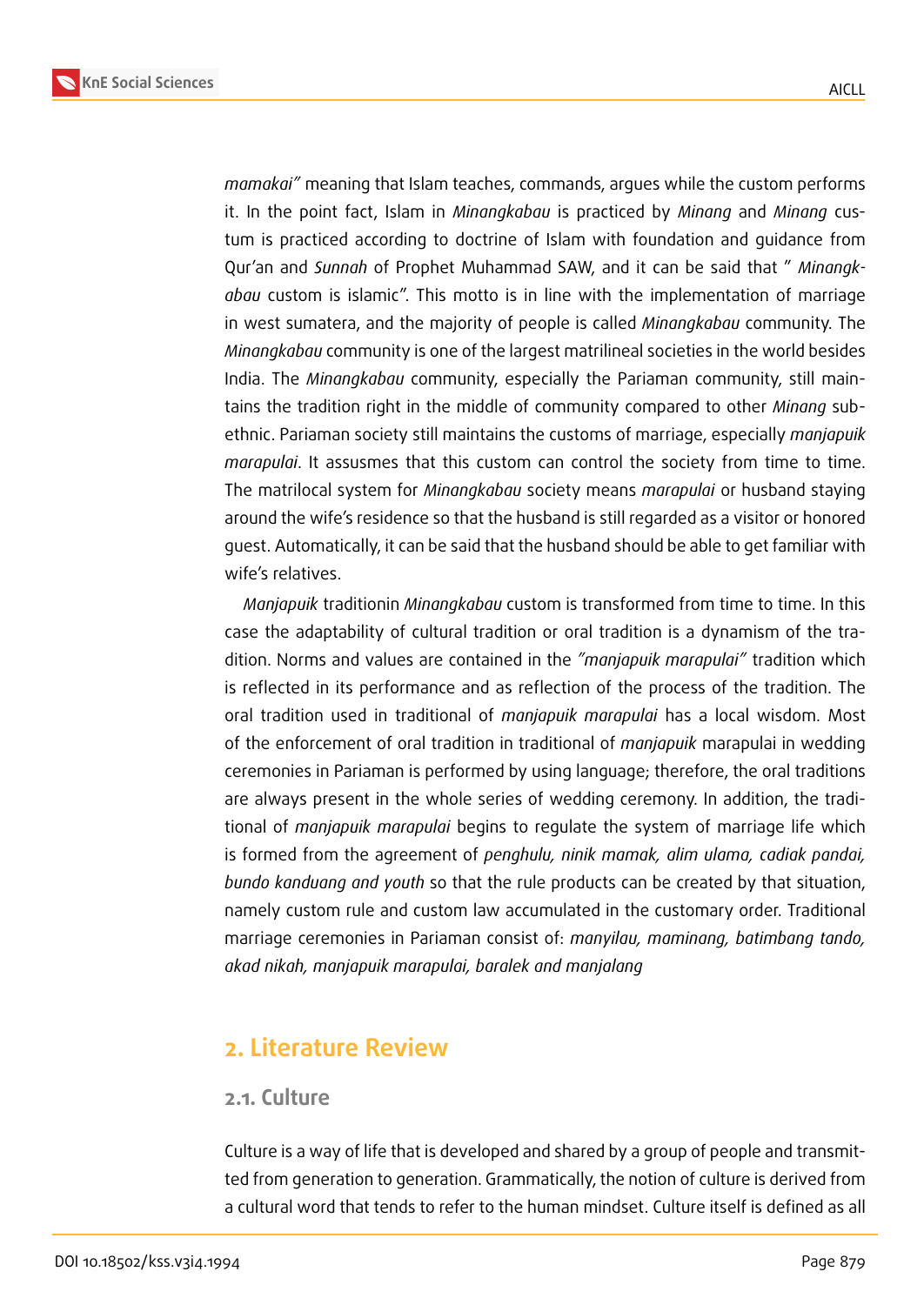*mamakai"* meaning that Islam teaches, commands, argues while the custom performs it. In the point fact, Islam in *Minangkabau* is practiced by *Minang* and *Minang* custum is practiced according to doctrine of Islam with foundation and guidance from Qur'an and *Sunnah* of Prophet Muhammad SAW, and it can be said that " *Minangkabau* custom is islamic". This motto is in line with the implementation of marriage in west sumatera, and the majority of people is called *Minangkabau* community. The *Minangkabau* community is one of the largest matrilineal societies in the world besides India. The *Minangkabau* community, especially the Pariaman community, still maintains the tradition right in the middle of community compared to other *Minang* subethnic. Pariaman society still maintains the customs of marriage, especially *manjapuik marapulai*. It assusmes that this custom can control the society from time to time. The matrilocal system for *Minangkabau* society means *marapulai* or husband staying around the wife's residence so that the husband is still regarded as a visitor or honored guest. Automatically, it can be said that the husband should be able to get familiar with wife's relatives.

*Manjapuik* traditionin *Minangkabau* custom is transformed from time to time. In this case the adaptability of cultural tradition or oral tradition is a dynamism of the tradition. Norms and values are contained in the *"manjapuik marapulai"* tradition which is reflected in its performance and as reflection of the process of the tradition. The oral tradition used in traditional of *manjapuik marapulai* has a local wisdom. Most of the enforcement of oral tradition in traditional of *manjapuik* marapulai in wedding ceremonies in Pariaman is performed by using language; therefore, the oral traditions are always present in the whole series of wedding ceremony. In addition, the traditional of *manjapuik marapulai* begins to regulate the system of marriage life which is formed from the agreement of *penghulu, ninik mamak, alim ulama, cadiak pandai, bundo kanduang and youth* so that the rule products can be created by that situation, namely custom rule and custom law accumulated in the customary order. Traditional marriage ceremonies in Pariaman consist of: *manyilau, maminang, batimbang tando, akad nikah, manjapuik marapulai, baralek and manjalang*

## 2. Literature Review

### 2.1. Culture

Culture is a way of life that is developed and shared by a group of people and transmitted from generation to generation. Grammatically, the notion of culture is derived from a cultural word that tends to refer to the human mindset. Culture itself is defined as all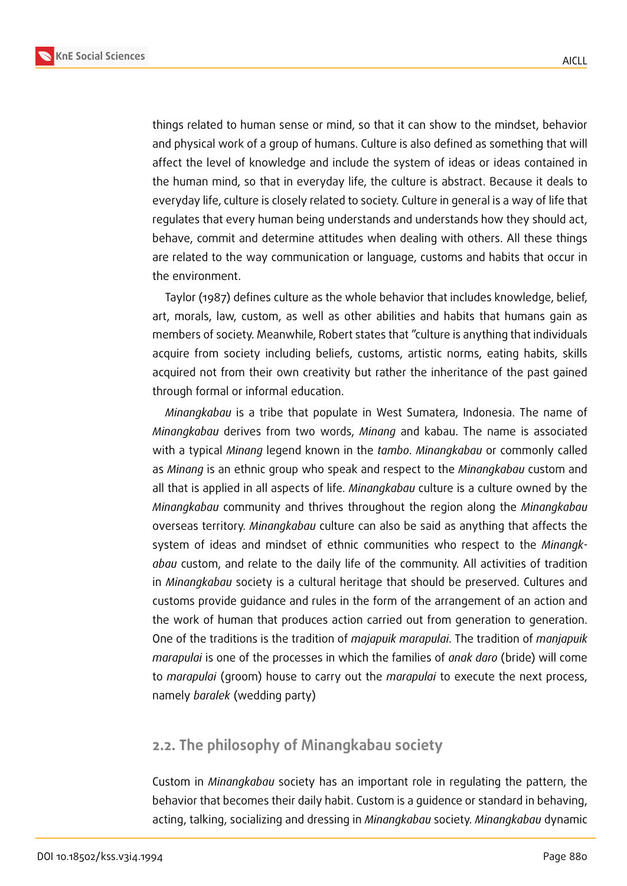things related to human sense or mind, so that it can show to the mindset, behavior and physical work of a group of humans. Culture is also defined as something that will affect the level of knowledge and include the system of ideas or ideas contained in the human mind, so that in everyday life, the culture is abstract. Because it deals to everyday life, culture is closely related to society. Culture in general is a way of life that regulates that every human being understands and understands how they should act, behave, commit and determine attitudes when dealing with others. All these things are related to the way communication or language, customs and habits that occur in the environment.

Taylor (1987) defines culture as the whole behavior that includes knowledge, belief, art, morals, law, custom, as well as other abilities and habits that humans gain as members of society. Meanwhile, Robert states that "culture is anything that individuals acquire from society including beliefs, customs, artistic norms, eating habits, skills acquired not from their own creativity but rather the inheritance of the past gained through formal or informal education.

*Minangkabau* is a tribe that populate in West Sumatera, Indonesia. The name of *Minangkabau* derives from two words, *Minang* and kabau. The name is associated with a typical *Minang* legend known in the *tambo*. *Minangkabau* or commonly called as *Minang* is an ethnic group who speak and respect to the *Minangkabau* custom and all that is applied in all aspects of life. *Minangkabau* culture is a culture owned by the *Minangkabau* community and thrives throughout the region along the *Minangkabau* overseas territory. *Minangkabau* culture can also be said as anything that affects the system of ideas and mindset of ethnic communities who respect to the *Minangkabau* custom, and relate to the daily life of the community. All activities of tradition in *Minangkabau* society is a cultural heritage that should be preserved. Cultures and customs provide guidance and rules in the form of the arrangement of an action and the work of human that produces action carried out from generation to generation. One of the traditions is the tradition of *majapuik marapulai*. The tradition of *manjapuik marapulai* is one of the processes in which the families of *anak daro* (bride) will come to *marapulai* (groom) house to carry out the *marapulai* to execute the next process, namely *baralek* (wedding party)

## 2.2. The philosophy of Minangkabau society

Custom in *Minangkabau* society has an important role in regulating the pattern, the behavior that becomes their daily habit. Custom is a guidence or standard in behaving, acting, talking, socializing and dressing in *Minangkabau* society. *Minangkabau* dynamic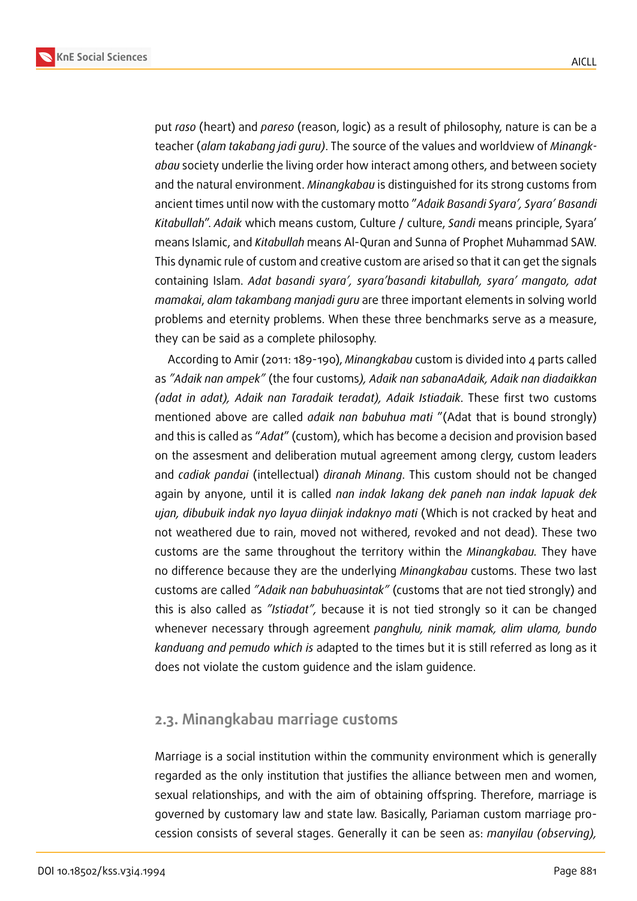put *raso* (heart) and *pareso* (reason, logic) as a result of philosophy, nature is can be a teacher (*alam takabang jadi guru)*. The source of the values and worldview of *Minangkabau* society underlie the living order how interact among others, and between society and the natural environment. *Minangkabau* is distinguished for its strong customs from ancient times until now with the customary motto "*Adaik Basandi Syara', Syara' Basandi Kitabullah*". *Adaik* which means custom, Culture / culture, *Sandi* means principle, Syara' means Islamic, and *Kitabullah* means Al-Quran and Sunna of Prophet Muhammad SAW. This dynamic rule of custom and creative custom are arised so that it can get the signals containing Islam. *Adat basandi syara', syara'basandi kitabullah, syara' mangato, adat mamakai*, *alam takambang manjadi guru* are three important elements in solving world problems and eternity problems. When these three benchmarks serve as a measure, they can be said as a complete philosophy.

According to Amir (2011: 189-190), *Minangkabau* custom is divided into 4 parts called as *"Adaik nan ampek"* (the four customs*), Adaik nan sabanaAdaik, Adaik nan diadaikkan (adat in adat), Adaik nan Taradaik teradat), Adaik Istiadaik*. These first two customs mentioned above are called *adaik nan babuhua mati* "(Adat that is bound strongly) and this is called as "*Adat*" (custom), which has become a decision and provision based on the assesment and deliberation mutual agreement among clergy, custom leaders and *cadiak pandai* (intellectual) *diranah Minang*. This custom should not be changed again by anyone, until it is called *nan indak lakang dek paneh nan indak lapuak dek ujan, dibubuik indak nyo layua diinjak indaknyo mati* (Which is not cracked by heat and not weathered due to rain, moved not withered, revoked and not dead). These two customs are the same throughout the territory within the *Minangkabau*. They have no difference because they are the underlying *Minangkabau* customs. These two last customs are called *"Adaik nan babuhuasintak"* (customs that are not tied strongly) and this is also called as *"Istiadat",* because it is not tied strongly so it can be changed whenever necessary through agreement *panghulu, ninik mamak, alim ulama, bundo kanduang and pemudo which is* adapted to the times but it is still referred as long as it does not violate the custom guidence and the islam guidence.

### 2.3. Minangkabau marriage customs

Marriage is a social institution within the community environment which is generally regarded as the only institution that justifies the alliance between men and women, sexual relationships, and with the aim of obtaining offspring. Therefore, marriage is governed by customary law and state law. Basically, Pariaman custom marriage procession consists of several stages. Generally it can be seen as: *manyilau (observing),*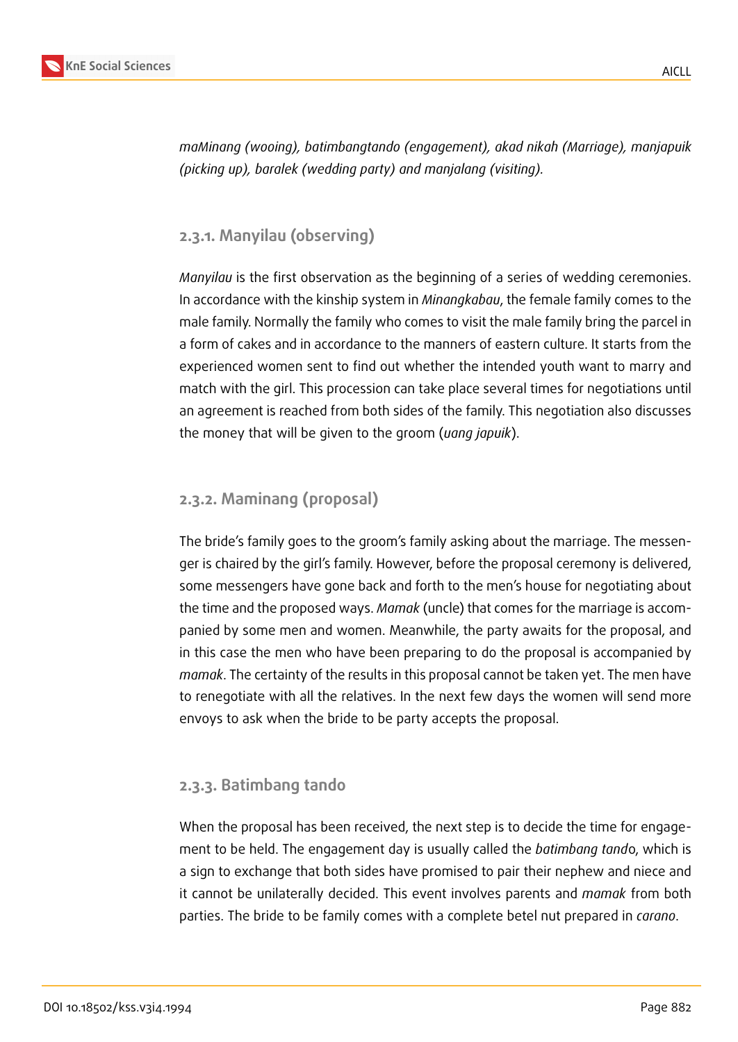*maMinang (wooing), batimbangtando (engagement), akad nikah (Marriage), manjapuik (picking up), baralek (wedding party) and manjalang (visiting).*

### 2.3.1. Manyilau (observing)

*Manyilau* is the first observation as the beginning of a series of wedding ceremonies. In accordance with the kinship system in *Minangkabau*, the female family comes to the male family. Normally the family who comes to visit the male family bring the parcel in a form of cakes and in accordance to the manners of eastern culture. It starts from the experienced women sent to find out whether the intended youth want to marry and match with the girl. This procession can take place several times for negotiations until an agreement is reached from both sides of the family. This negotiation also discusses the money that will be given to the groom (*uang japuik*).

### 2.3.2. Maminang (proposal)

The bride's family goes to the groom's family asking about the marriage. The messenger is chaired by the girl's family. However, before the proposal ceremony is delivered, some messengers have gone back and forth to the men's house for negotiating about the time and the proposed ways. *Mamak* (uncle) that comes for the marriage is accompanied by some men and women. Meanwhile, the party awaits for the proposal, and in this case the men who have been preparing to do the proposal is accompanied by *mamak*. The certainty of the results in this proposal cannot be taken yet. The men have to renegotiate with all the relatives. In the next few days the women will send more envoys to ask when the bride to be party accepts the proposal.

### 2.3.3. Batimbang tando

When the proposal has been received, the next step is to decide the time for engagement to be held. The engagement day is usually called the *batimbang tando*, which is a sign to exchange that both sides have promised to pair their nephew and niece and it cannot be unilaterally decided. This event involves parents and *mamak* from both parties. The bride to be family comes with a complete betel nut prepared in *carano*.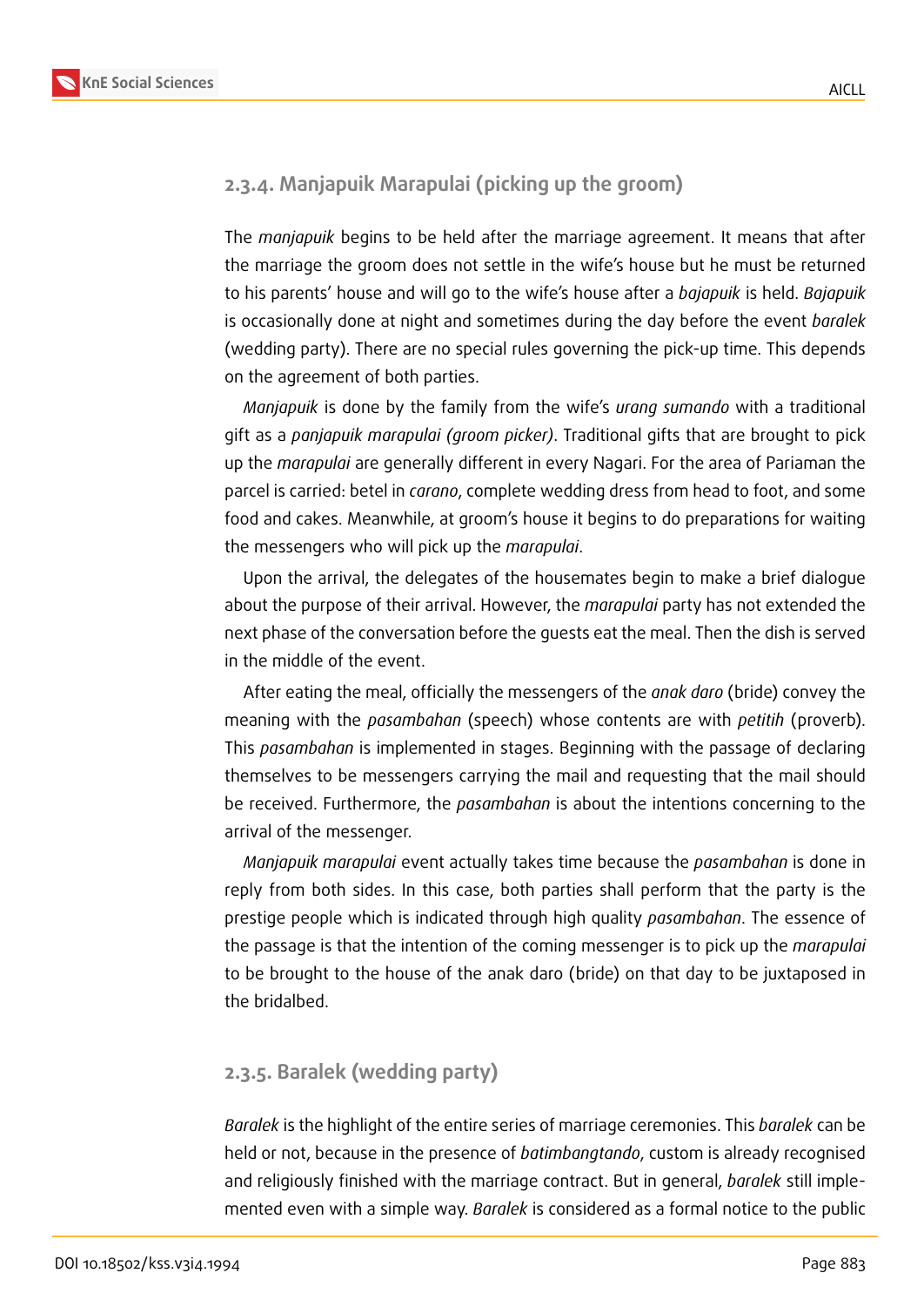### 2.3.4. Manjapuik Marapulai (picking up the groom)

The *manjapuik* begins to be held after the marriage agreement. It means that after the marriage the groom does not settle in the wife's house but he must be returned to his parents' house and will go to the wife's house after a *bajapuik* is held. *Bajapuik* is occasionally done at night and sometimes during the day before the event *baralek* (wedding party). There are no special rules governing the pick-up time. This depends on the agreement of both parties.

*Manjapuik* is done by the family from the wife's *urang sumando* with a traditional gift as a *panjapuik marapulai (groom picker)*. Traditional gifts that are brought to pick up the *marapulai* are generally different in every Nagari. For the area of Pariaman the parcel is carried: betel in *carano*, complete wedding dress from head to foot, and some food and cakes. Meanwhile, at groom's house it begins to do preparations for waiting the messengers who will pick up the *marapulai*.

Upon the arrival, the delegates of the housemates begin to make a brief dialogue about the purpose of their arrival. However, the *marapulai* party has not extended the next phase of the conversation before the guests eat the meal. Then the dish is served in the middle of the event.

After eating the meal, officially the messengers of the *anak daro* (bride) convey the meaning with the *pasambahan* (speech) whose contents are with *petitih* (proverb). This *pasambahan* is implemented in stages. Beginning with the passage of declaring themselves to be messengers carrying the mail and requesting that the mail should be received. Furthermore, the *pasambahan* is about the intentions concerning to the arrival of the messenger.

*Manjapuik marapulai* event actually takes time because the *pasambahan* is done in reply from both sides. In this case, both parties shall perform that the party is the prestige people which is indicated through high quality *pasambahan*. The essence of the passage is that the intention of the coming messenger is to pick up the *marapulai* to be brought to the house of the anak daro (bride) on that day to be juxtaposed in the bridalbed.

### 2.3.5. Baralek (wedding party)

*Baralek* is the highlight of the entire series of marriage ceremonies. This *baralek* can be held or not, because in the presence of *batimbangtando*, custom is already recognised and religiously finished with the marriage contract. But in general, *baralek* still implemented even with a simple way. *Baralek* is considered as a formal notice to the public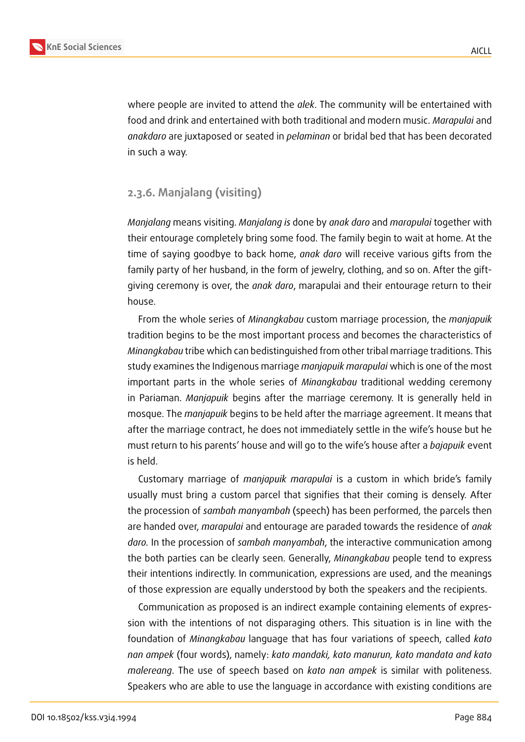where people are invited to attend the *alek*. The community will be entertained with food and drink and entertained with both traditional and modern music. *Marapulai* and *anakdaro* are juxtaposed or seated in *pelaminan* or bridal bed that has been decorated in such a way.

### 2.3.6. Manjalang (visiting)

*Manjalang* means visiting. *Manjalang is* done by *anak daro* and *marapulai* together with their entourage completely bring some food. The family begin to wait at home. At the time of saying goodbye to back home, *anak daro* will receive various gifts from the family party of her husband, in the form of jewelry, clothing, and so on. After the gift-giving ceremony is over, the *anak daro*, marapulai and their entourage return to their house.

From the whole series of *Minangkabau* custom marriage procession, the *manjapuik* tradition begins to be the most important process and becomes the characteristics of *Minangkabau* tribe which can bedistinguished from other tribal marriage traditions. This study examines the Indigenous marriage *manjapuik marapulai* which is one of the most important parts in the whole series of *Minangkabau* traditional wedding ceremony in Pariaman. *Manjapuik* begins after the marriage ceremony. It is generally held in mosque. The *manjapuik* begins to be held after the marriage agreement. It means that after the marriage contract, he does not immediately settle in the wife's house but he must return to his parents' house and will go to the wife's house after a *bajapuik* event is held.

Customary marriage of *manjapuik marapulai* is a custom in which bride's family usually must bring a custom parcel that signifies that their coming is densely. After the procession of *sambah manyambah* (speech) has been performed, the parcels then are handed over, *marapulai* and entourage are paraded towards the residence of *anak daro.* In the procession of *sambah manyambah*, the interactive communication among the both parties can be clearly seen. Generally, *Minangkabau* people tend to express their intentions indirectly. In communication, expressions are used, and the meanings of those expression are equally understood by both the speakers and the recipients.

Communication as proposed is an indirect example containing elements of expression with the intentions of not disparaging others. This situation is in line with the foundation of *Minangkabau* language that has four variations of speech, called *kato nan ampek* (four words), namely: *kato mandaki, kato manurun, kato mandata and kato malereang*. The use of speech based on *kato nan ampek* is similar with politeness. Speakers who are able to use the language in accordance with existing conditions are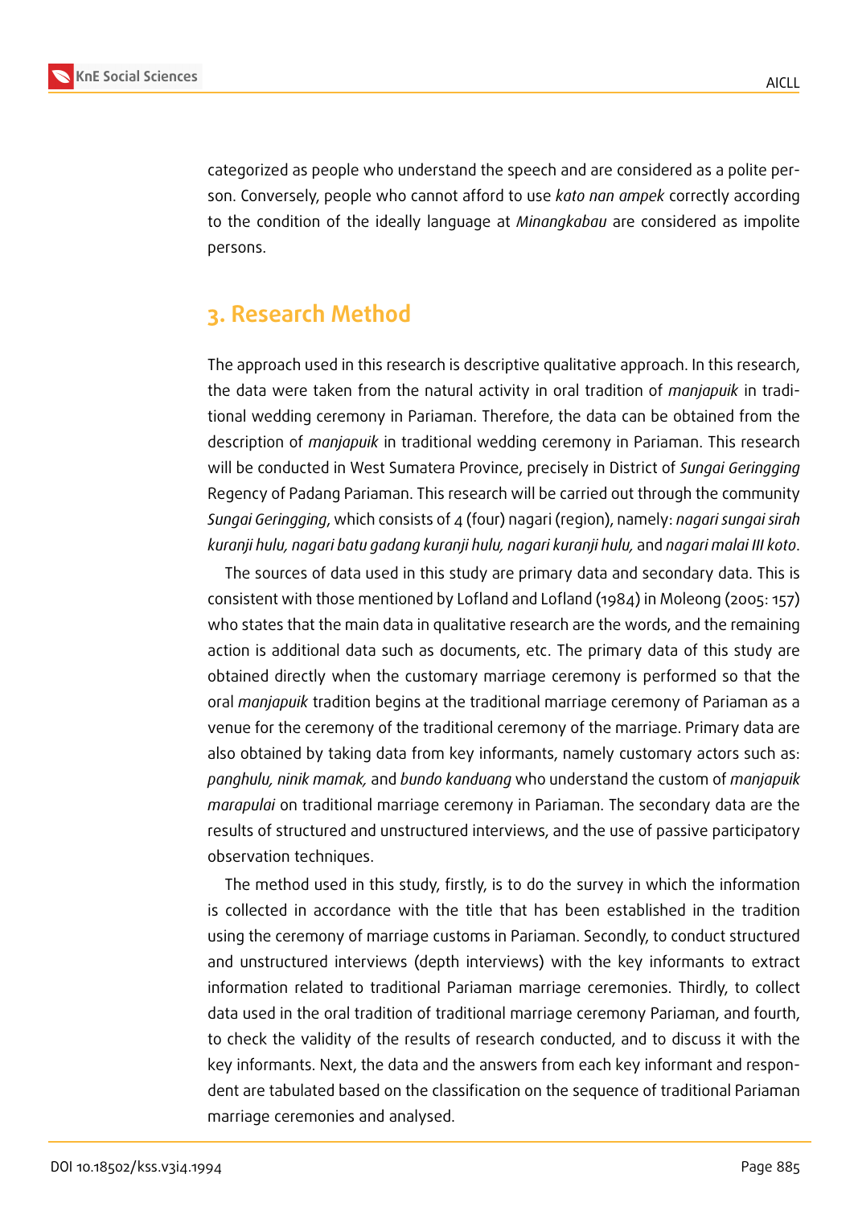categorized as people who understand the speech and are considered as a polite person. Conversely, people who cannot afford to use *kato nan ampek* correctly according to the condition of the ideally language at *Minangkabau* are considered as impolite persons.

## 3. Research Method

The approach used in this research is descriptive qualitative approach. In this research, the data were taken from the natural activity in oral tradition of *manjapuik* in traditional wedding ceremony in Pariaman. Therefore, the data can be obtained from the description of *manjapuik* in traditional wedding ceremony in Pariaman. This research will be conducted in West Sumatera Province, precisely in District of *Sungai Geringging* Regency of Padang Pariaman. This research will be carried out through the community *Sungai Geringging*, which consists of 4 (four) nagari (region), namely: *nagari sungai sirah kuranji hulu, nagari batu gadang kuranji hulu, nagari kuranji hulu,* and *nagari malai III koto*.

The sources of data used in this study are primary data and secondary data. This is consistent with those mentioned by Lofland and Lofland (1984) in Moleong (2005: 157) who states that the main data in qualitative research are the words, and the remaining action is additional data such as documents, etc. The primary data of this study are obtained directly when the customary marriage ceremony is performed so that the oral *manjapuik* tradition begins at the traditional marriage ceremony of Pariaman as a venue for the ceremony of the traditional ceremony of the marriage. Primary data are also obtained by taking data from key informants, namely customary actors such as: *panghulu, ninik mamak,* and *bundo kanduang* who understand the custom of *manjapuik marapulai* on traditional marriage ceremony in Pariaman. The secondary data are the results of structured and unstructured interviews, and the use of passive participatory observation techniques.

The method used in this study, firstly, is to do the survey in which the information is collected in accordance with the title that has been established in the tradition using the ceremony of marriage customs in Pariaman. Secondly, to conduct structured and unstructured interviews (depth interviews) with the key informants to extract information related to traditional Pariaman marriage ceremonies. Thirdly, to collect data used in the oral tradition of traditional marriage ceremony Pariaman, and fourth, to check the validity of the results of research conducted, and to discuss it with the key informants. Next, the data and the answers from each key informant and respondent are tabulated based on the classification on the sequence of traditional Pariaman marriage ceremonies and analysed.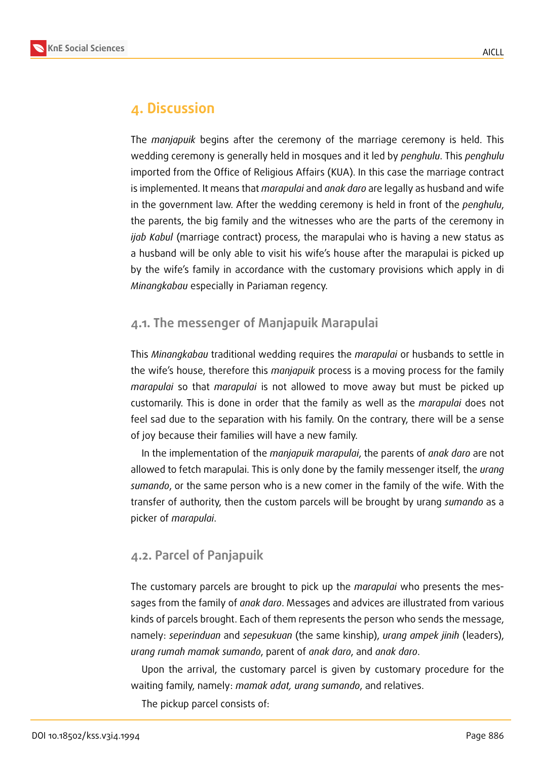## 4. Discussion

The *manjapuik* begins after the ceremony of the marriage ceremony is held. This wedding ceremony is generally held in mosques and it led by *penghulu*. This *penghulu* imported from the Office of Religious Affairs (KUA). In this case the marriage contract is implemented. It means that *marapulai* and *anak daro* are legally as husband and wife in the government law. After the wedding ceremony is held in front of the *penghulu*, the parents, the big family and the witnesses who are the parts of the ceremony in *ijab Kabul* (marriage contract) process, the marapulai who is having a new status as a husband will be only able to visit his wife's house after the marapulai is picked up by the wife's family in accordance with the customary provisions which apply in di *Minangkabau* especially in Pariaman regency.

### 4.1. The messenger of Manjapuik Marapulai

This *Minangkabau* traditional wedding requires the *marapulai* or husbands to settle in the wife's house, therefore this *manjapuik* process is a moving process for the family *marapulai* so that *marapulai* is not allowed to move away but must be picked up customarily. This is done in order that the family as well as the *marapulai* does not feel sad due to the separation with his family. On the contrary, there will be a sense of joy because their families will have a new family.

In the implementation of the *manjapuik marapulai*, the parents of *anak daro* are not allowed to fetch marapulai. This is only done by the family messenger itself, the *urang sumando*, or the same person who is a new comer in the family of the wife. With the transfer of authority, then the custom parcels will be brought by urang *sumando* as a picker of *marapulai*.

### 4.2. Parcel of Panjapuik

The customary parcels are brought to pick up the *marapulai* who presents the messages from the family of *anak daro*. Messages and advices are illustrated from various kinds of parcels brought. Each of them represents the person who sends the message, namely: *seperinduan* and *sepesukuan* (the same kinship), *urang ampek jinih* (leaders), *urang rumah mamak sumando*, parent of *anak daro*, and *anak daro*.

Upon the arrival, the customary parcel is given by customary procedure for the waiting family, namely: *mamak adat, urang sumando*, and relatives.

The pickup parcel consists of: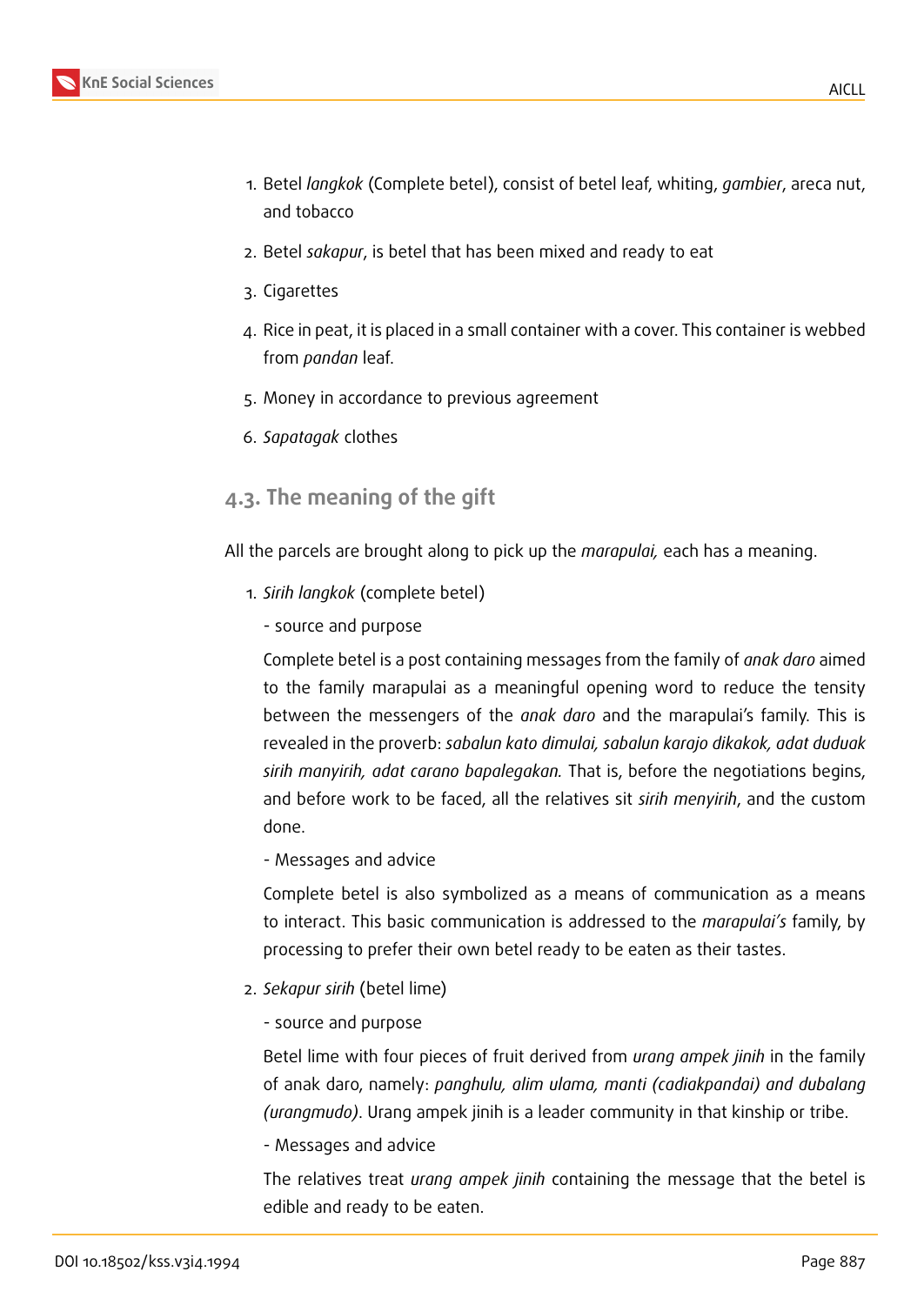1. Betel *langkok* (Complete betel), consist of betel leaf, whiting, *gambier*, areca nut, and tobacco
2. Betel *sakapur*, is betel that has been mixed and ready to eat
3. Cigarettes
4. Rice in peat, it is placed in a small container with a cover. This container is webbed from *pandan* leaf.
5. Money in accordance to previous agreement
6. *Sapatagak* clothes

### 4.3. The meaning of the gift

All the parcels are brought along to pick up the *marapulai,* each has a meaning.

1. *Sirih langkok* (complete betel)

   - source and purpose

   Complete betel is a post containing messages from the family of *anak daro* aimed to the family marapulai as a meaningful opening word to reduce the tensity between the messengers of the *anak daro* and the marapulai's family. This is revealed in the proverb: *sabalun kato dimulai, sabalun karajo dikakok, adat duduak sirih manyirih, adat carano bapalegakan.* That is, before the negotiations begins, and before work to be faced, all the relatives sit *sirih menyirih*, and the custom done.

   - Messages and advice

   Complete betel is also symbolized as a means of communication as a means to interact. This basic communication is addressed to the *marapulai's* family, by processing to prefer their own betel ready to be eaten as their tastes.

2. *Sekapur sirih* (betel lime)

   - source and purpose

   Betel lime with four pieces of fruit derived from *urang ampek jinih* in the family of anak daro, namely: *panghulu, alim ulama, manti (cadiakpandai) and dubalang (urangmudo)*. Urang ampek jinih is a leader community in that kinship or tribe.

   - Messages and advice

   The relatives treat *urang ampek jinih* containing the message that the betel is edible and ready to be eaten.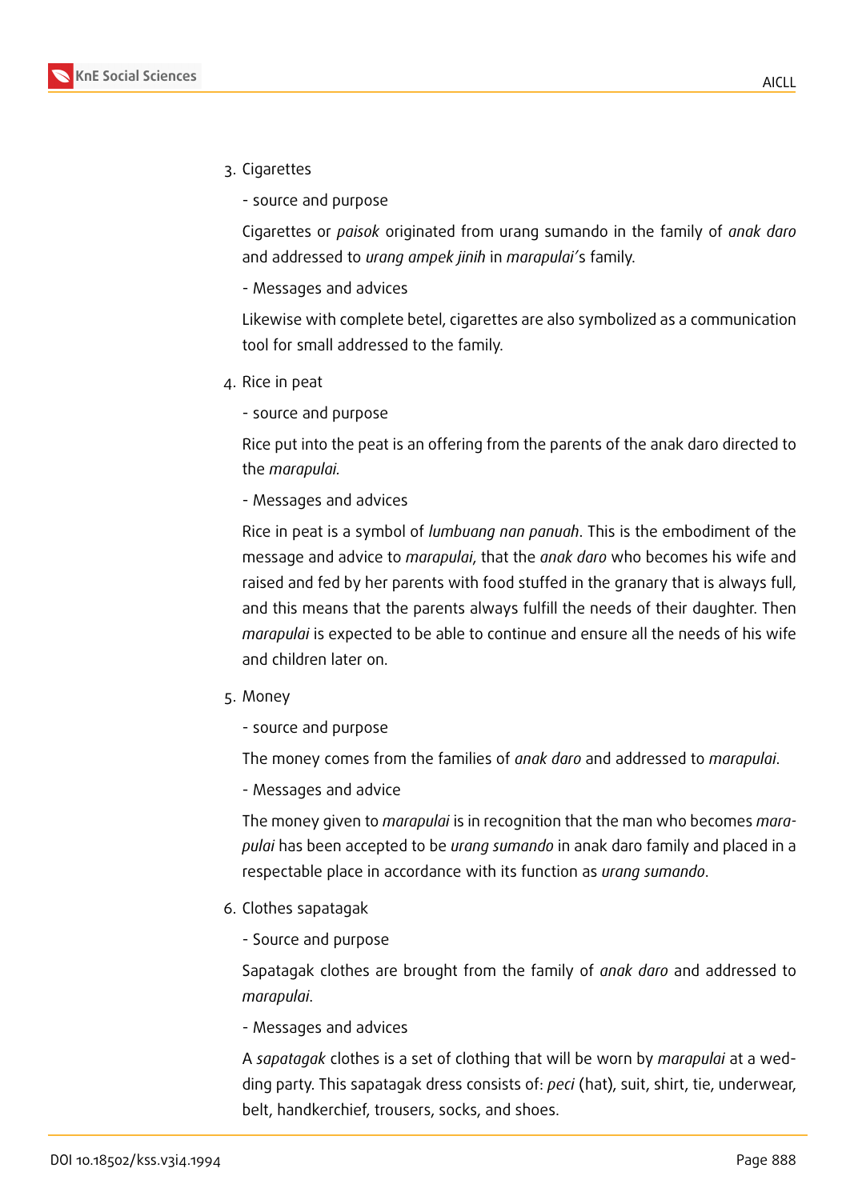3. Cigarettes

   - source and purpose

   Cigarettes or *paisok* originated from urang sumando in the family of *anak daro* and addressed to *urang ampek jinih* in *marapulai'*s family.

   - Messages and advices

   Likewise with complete betel, cigarettes are also symbolized as a communication tool for small addressed to the family.

4. Rice in peat

   - source and purpose

   Rice put into the peat is an offering from the parents of the anak daro directed to the *marapulai.*

   - Messages and advices

   Rice in peat is a symbol of *lumbuang nan panuah*. This is the embodiment of the message and advice to *marapulai*, that the *anak daro* who becomes his wife and raised and fed by her parents with food stuffed in the granary that is always full, and this means that the parents always fulfill the needs of their daughter. Then *marapulai* is expected to be able to continue and ensure all the needs of his wife and children later on.

5. Money

   - source and purpose

   The money comes from the families of *anak daro* and addressed to *marapulai*.

   - Messages and advice

   The money given to *marapulai* is in recognition that the man who becomes *marapulai* has been accepted to be *urang sumando* in anak daro family and placed in a respectable place in accordance with its function as *urang sumando*.

6. Clothes sapatagak

   - Source and purpose

   Sapatagak clothes are brought from the family of *anak daro* and addressed to *marapulai*.

   - Messages and advices

   A *sapatagak* clothes is a set of clothing that will be worn by *marapulai* at a wedding party. This sapatagak dress consists of: *peci* (hat), suit, shirt, tie, underwear, belt, handkerchief, trousers, socks, and shoes.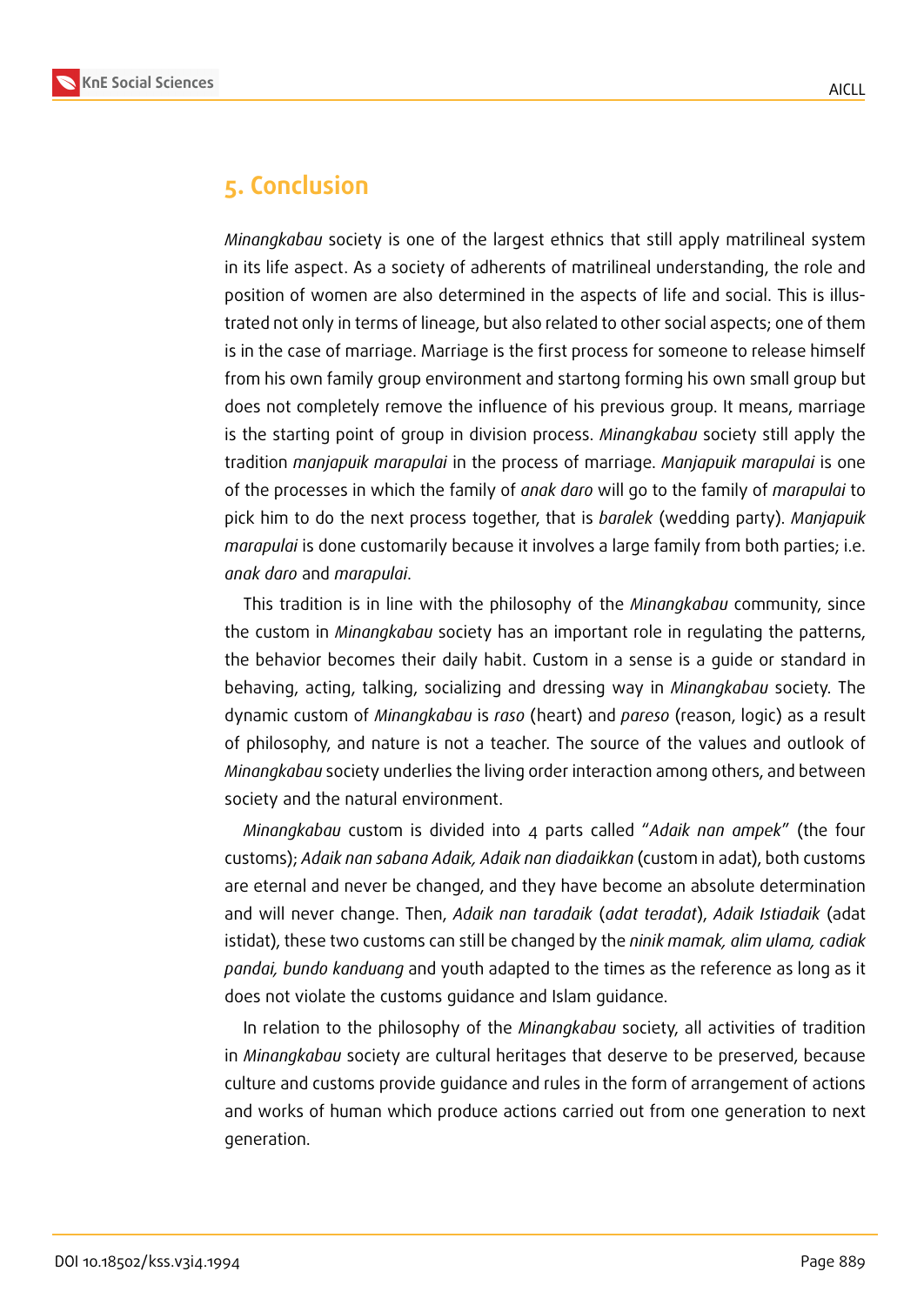## 5. Conclusion

*Minangkabau* society is one of the largest ethnics that still apply matrilineal system in its life aspect. As a society of adherents of matrilineal understanding, the role and position of women are also determined in the aspects of life and social. This is illustrated not only in terms of lineage, but also related to other social aspects; one of them is in the case of marriage. Marriage is the first process for someone to release himself from his own family group environment and startong forming his own small group but does not completely remove the influence of his previous group. It means, marriage is the starting point of group in division process. *Minangkabau* society still apply the tradition *manjapuik marapulai* in the process of marriage. *Manjapuik marapulai* is one of the processes in which the family of *anak daro* will go to the family of *marapulai* to pick him to do the next process together, that is *baralek* (wedding party). *Manjapuik marapulai* is done customarily because it involves a large family from both parties; i.e. *anak daro* and *marapulai*.

This tradition is in line with the philosophy of the *Minangkabau* community, since the custom in *Minangkabau* society has an important role in regulating the patterns, the behavior becomes their daily habit. Custom in a sense is a guide or standard in behaving, acting, talking, socializing and dressing way in *Minangkabau* society. The dynamic custom of *Minangkabau* is *raso* (heart) and *pareso* (reason, logic) as a result of philosophy, and nature is not a teacher. The source of the values and outlook of *Minangkabau* society underlies the living order interaction among others, and between society and the natural environment.

*Minangkabau* custom is divided into 4 parts called "*Adaik nan ampek*" (the four customs); *Adaik nan sabana Adaik, Adaik nan diadaikkan* (custom in adat), both customs are eternal and never be changed, and they have become an absolute determination and will never change. Then, *Adaik nan taradaik* (*adat teradat*), *Adaik Istiadaik* (adat istidat), these two customs can still be changed by the *ninik mamak, alim ulama, cadiak pandai, bundo kanduang* and youth adapted to the times as the reference as long as it does not violate the customs guidance and Islam guidance.

In relation to the philosophy of the *Minangkabau* society, all activities of tradition in *Minangkabau* society are cultural heritages that deserve to be preserved, because culture and customs provide guidance and rules in the form of arrangement of actions and works of human which produce actions carried out from one generation to next generation.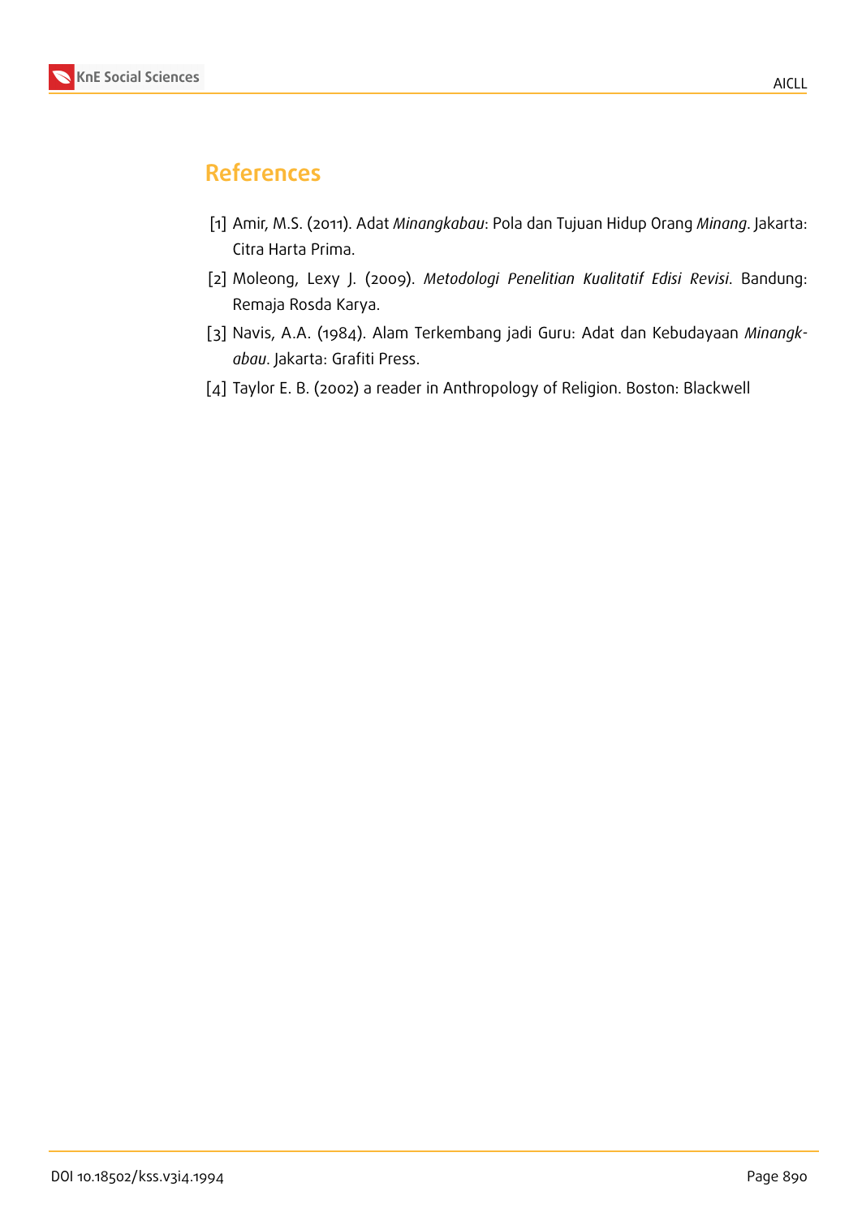## References

[1] Amir, M.S. (2011). Adat *Minangkabau*: Pola dan Tujuan Hidup Orang *Minang*. Jakarta: Citra Harta Prima.

[2] Moleong, Lexy J. (2009). *Metodologi Penelitian Kualitatif Edisi Revisi*. Bandung: Remaja Rosda Karya.

[3] Navis, A.A. (1984). Alam Terkembang jadi Guru: Adat dan Kebudayaan *Minangkabau*. Jakarta: Grafiti Press.

[4] Taylor E. B. (2002) a reader in Anthropology of Religion. Boston: Blackwell